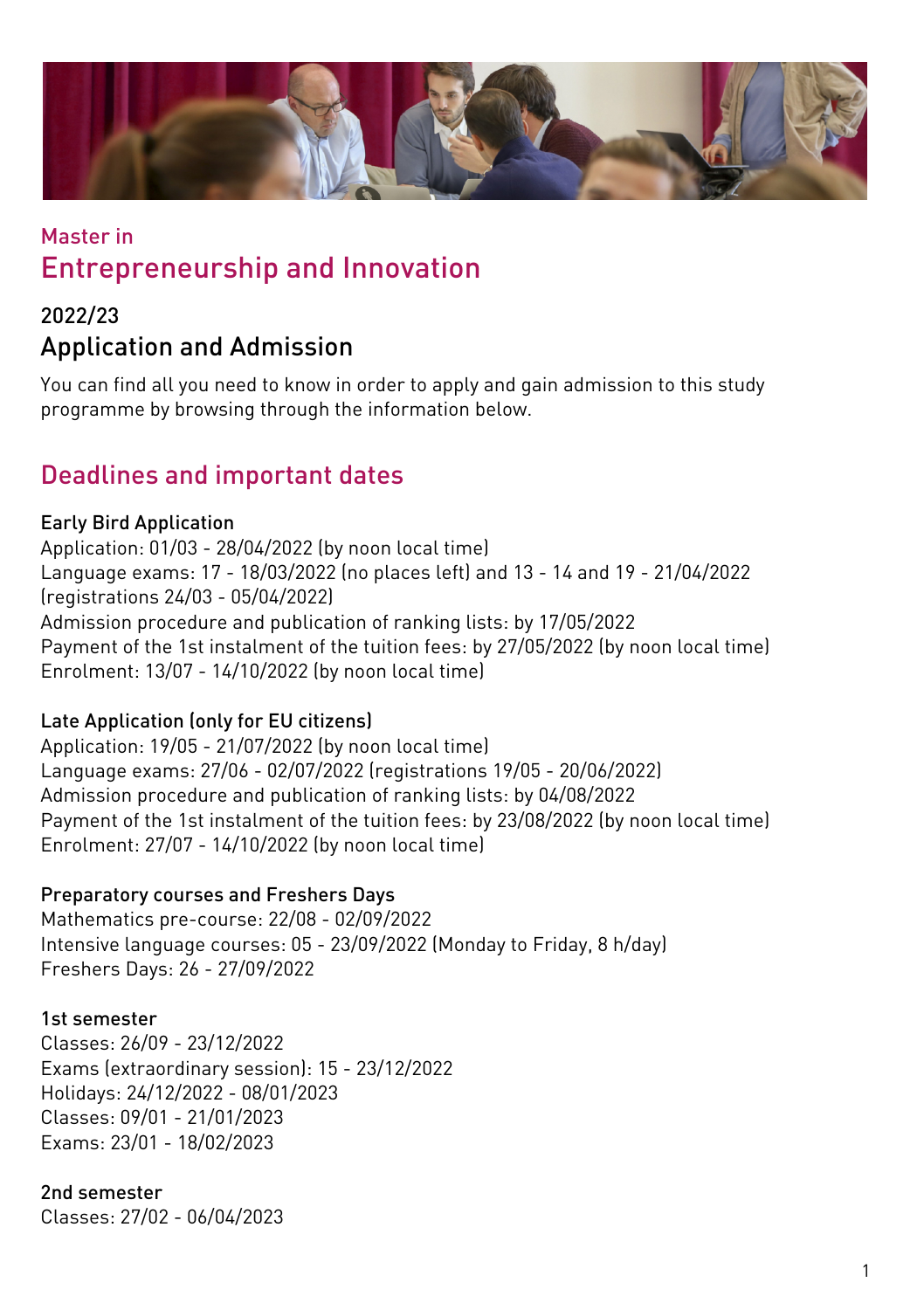Master in

# Entrepreneurship and Innovation

## 2022/23

## Application and Admission

You can find all you need to know in order to apply and gain admission to this study programme by browsing through the information below.

## Deadlines and important dates

### Early Bird Application

Application: 01/03 - 28/04/2022 (by noon local time)
Language exams: 17 - 18/03/2022 (no places left) and 13 - 14 and 19 - 21/04/2022 (registrations 24/03 - 05/04/2022)
Admission procedure and publication of ranking lists: by 17/05/2022
Payment of the 1st instalment of the tuition fees: by 27/05/2022 (by noon local time)
Enrolment: 13/07 - 14/10/2022 (by noon local time)

### Late Application (only for EU citizens)

Application: 19/05 - 21/07/2022 (by noon local time)
Language exams: 27/06 - 02/07/2022 (registrations 19/05 - 20/06/2022)
Admission procedure and publication of ranking lists: by 04/08/2022
Payment of the 1st instalment of the tuition fees: by 23/08/2022 (by noon local time)
Enrolment: 27/07 - 14/10/2022 (by noon local time)

### Preparatory courses and Freshers Days

Mathematics pre-course: 22/08 - 02/09/2022
Intensive language courses: 05 - 23/09/2022 (Monday to Friday, 8 h/day)
Freshers Days: 26 - 27/09/2022

### 1st semester

Classes: 26/09 - 23/12/2022
Exams (extraordinary session): 15 - 23/12/2022
Holidays: 24/12/2022 - 08/01/2023
Classes: 09/01 - 21/01/2023
Exams: 23/01 - 18/02/2023

### 2nd semester

Classes: 27/02 - 06/04/2023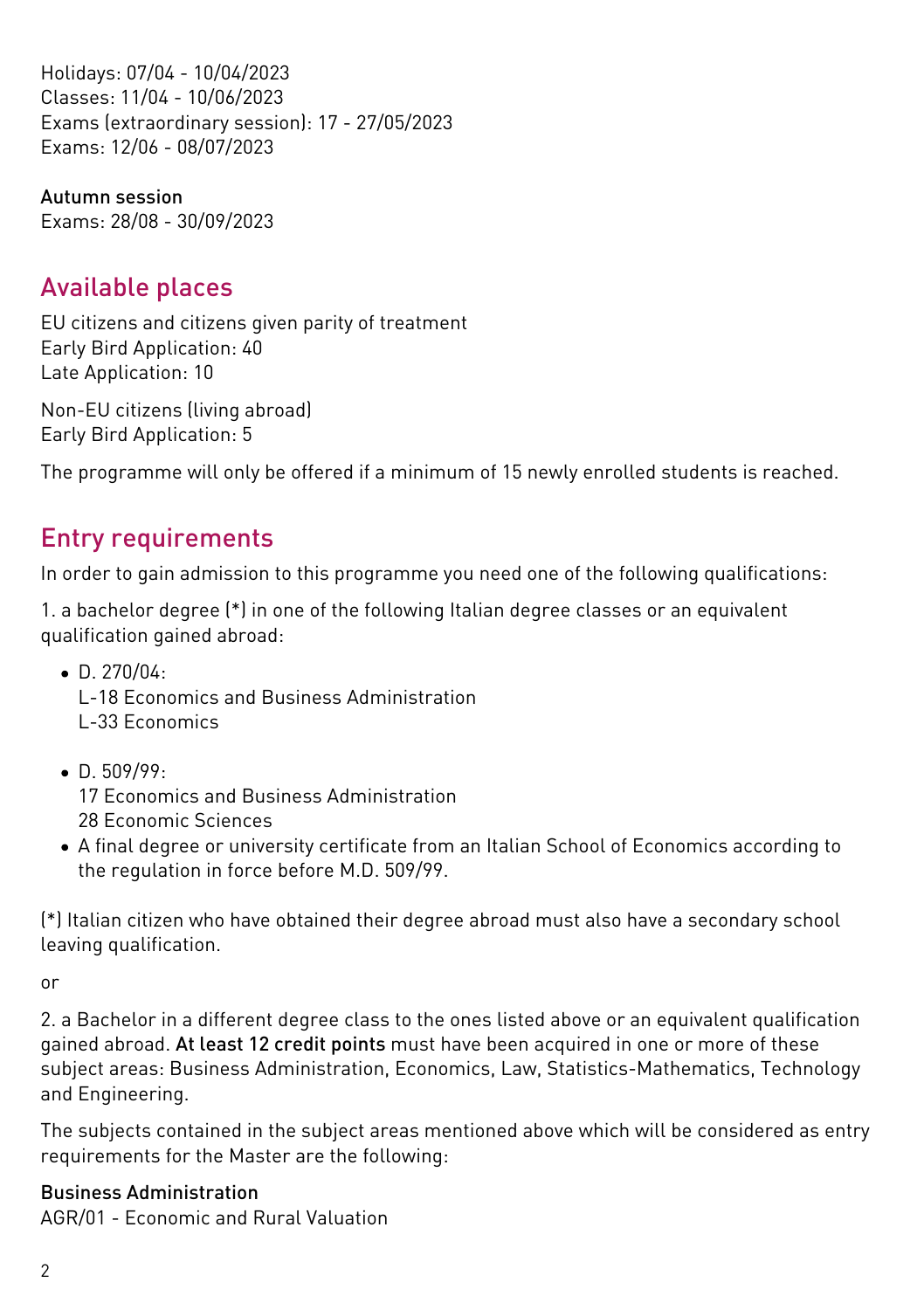Holidays: 07/04 - 10/04/2023
Classes: 11/04 - 10/06/2023
Exams (extraordinary session): 17 - 27/05/2023
Exams: 12/06 - 08/07/2023

Autumn session
Exams: 28/08 - 30/09/2023

## Available places

EU citizens and citizens given parity of treatment
Early Bird Application: 40
Late Application: 10

Non-EU citizens (living abroad)
Early Bird Application: 5

The programme will only be offered if a minimum of 15 newly enrolled students is reached.

## Entry requirements

In order to gain admission to this programme you need one of the following qualifications:

1. a bachelor degree (*) in one of the following Italian degree classes or an equivalent qualification gained abroad:

- D. 270/04:
  L-18 Economics and Business Administration
  L-33 Economics
- D. 509/99:
  17 Economics and Business Administration
  28 Economic Sciences
- A final degree or university certificate from an Italian School of Economics according to the regulation in force before M.D. 509/99.

(*) Italian citizen who have obtained their degree abroad must also have a secondary school leaving qualification.

or

2. a Bachelor in a different degree class to the ones listed above or an equivalent qualification gained abroad. **At least 12 credit points** must have been acquired in one or more of these subject areas: Business Administration, Economics, Law, Statistics-Mathematics, Technology and Engineering.

The subjects contained in the subject areas mentioned above which will be considered as entry requirements for the Master are the following:

**Business Administration**
AGR/01 - Economic and Rural Valuation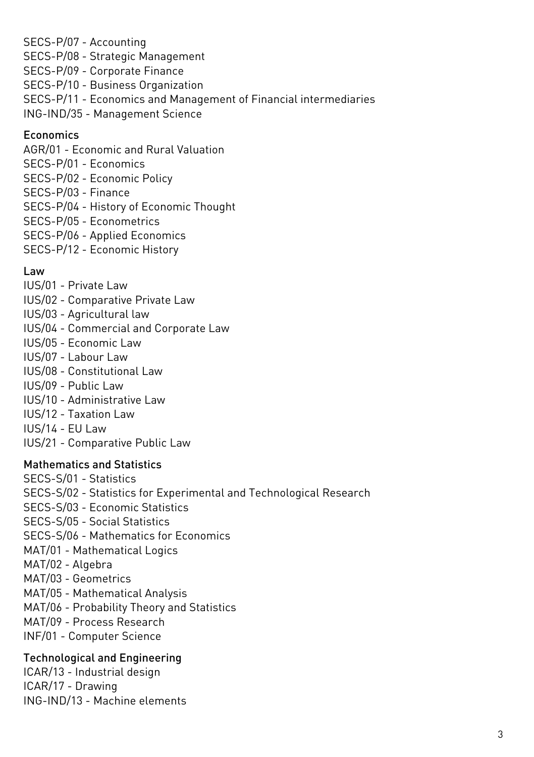SECS-P/07 - Accounting
SECS-P/08 - Strategic Management
SECS-P/09 - Corporate Finance
SECS-P/10 - Business Organization
SECS-P/11 - Economics and Management of Financial intermediaries
ING-IND/35 - Management Science

### Economics

AGR/01 - Economic and Rural Valuation
SECS-P/01 - Economics
SECS-P/02 - Economic Policy
SECS-P/03 - Finance
SECS-P/04 - History of Economic Thought
SECS-P/05 - Econometrics
SECS-P/06 - Applied Economics
SECS-P/12 - Economic History

### Law

IUS/01 - Private Law
IUS/02 - Comparative Private Law
IUS/03 - Agricultural law
IUS/04 - Commercial and Corporate Law
IUS/05 - Economic Law
IUS/07 - Labour Law
IUS/08 - Constitutional Law
IUS/09 - Public Law
IUS/10 - Administrative Law
IUS/12 - Taxation Law
IUS/14 - EU Law
IUS/21 - Comparative Public Law

### Mathematics and Statistics

SECS-S/01 - Statistics
SECS-S/02 - Statistics for Experimental and Technological Research
SECS-S/03 - Economic Statistics
SECS-S/05 - Social Statistics
SECS-S/06 - Mathematics for Economics
MAT/01 - Mathematical Logics
MAT/02 - Algebra
MAT/03 - Geometrics
MAT/05 - Mathematical Analysis
MAT/06 - Probability Theory and Statistics
MAT/09 - Process Research
INF/01 - Computer Science

### Technological and Engineering

ICAR/13 - Industrial design
ICAR/17 - Drawing
ING-IND/13 - Machine elements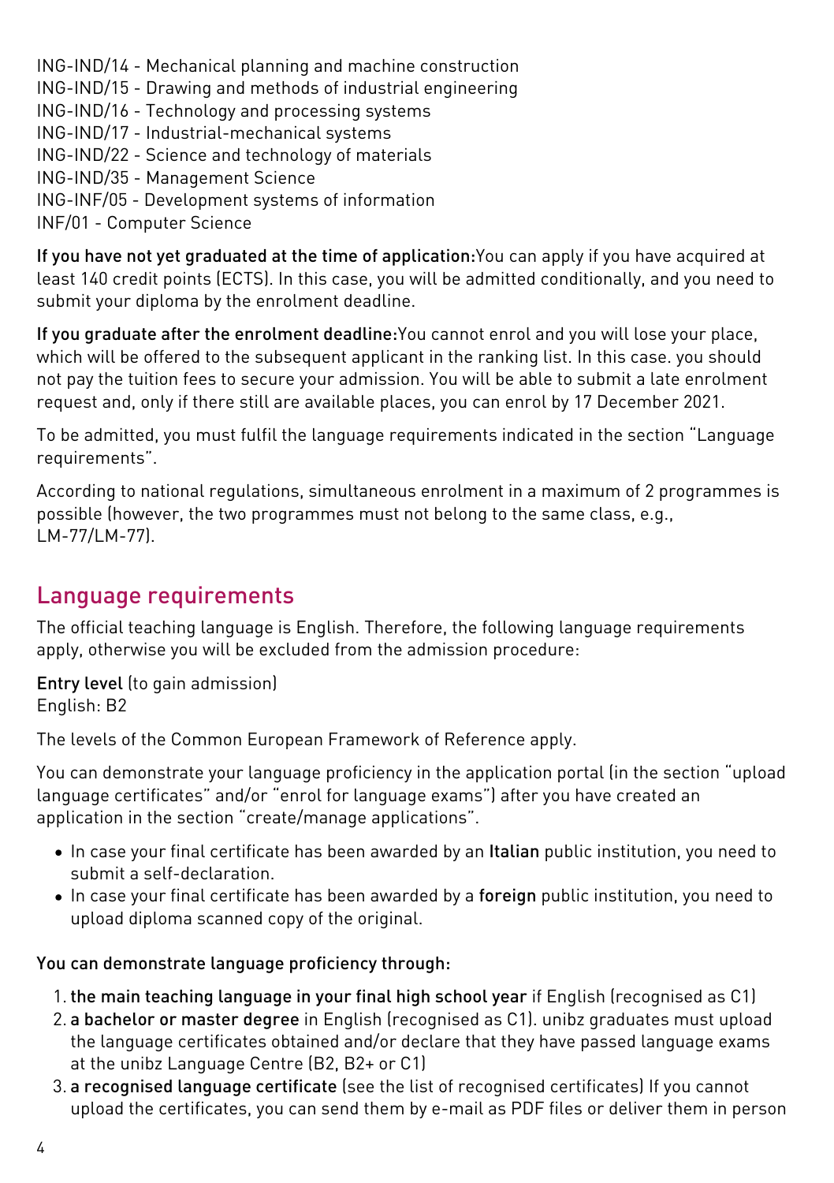ING-IND/14 - Mechanical planning and machine construction
ING-IND/15 - Drawing and methods of industrial engineering
ING-IND/16 - Technology and processing systems
ING-IND/17 - Industrial-mechanical systems
ING-IND/22 - Science and technology of materials
ING-IND/35 - Management Science
ING-INF/05 - Development systems of information
INF/01 - Computer Science

**If you have not yet graduated at the time of application:** You can apply if you have acquired at least 140 credit points (ECTS). In this case, you will be admitted conditionally, and you need to submit your diploma by the enrolment deadline.

**If you graduate after the enrolment deadline:** You cannot enrol and you will lose your place, which will be offered to the subsequent applicant in the ranking list. In this case. you should not pay the tuition fees to secure your admission. You will be able to submit a late enrolment request and, only if there still are available places, you can enrol by 17 December 2021.

To be admitted, you must fulfil the language requirements indicated in the section "Language requirements".

According to national regulations, simultaneous enrolment in a maximum of 2 programmes is possible (however, the two programmes must not belong to the same class, e.g., LM-77/LM-77).

## Language requirements

The official teaching language is English. Therefore, the following language requirements apply, otherwise you will be excluded from the admission procedure:

**Entry level** (to gain admission)
English: B2

The levels of the Common European Framework of Reference apply.

You can demonstrate your language proficiency in the application portal (in the section "upload language certificates" and/or "enrol for language exams") after you have created an application in the section "create/manage applications".

- In case your final certificate has been awarded by an **Italian** public institution, you need to submit a self-declaration.
- In case your final certificate has been awarded by a **foreign** public institution, you need to upload diploma scanned copy of the original.

**You can demonstrate language proficiency through:**

1. **the main teaching language in your final high school year** if English (recognised as C1)
2. **a bachelor or master degree** in English (recognised as C1). unibz graduates must upload the language certificates obtained and/or declare that they have passed language exams at the unibz Language Centre (B2, B2+ or C1)
3. **a recognised language certificate** (see the list of recognised certificates) If you cannot upload the certificates, you can send them by e-mail as PDF files or deliver them in person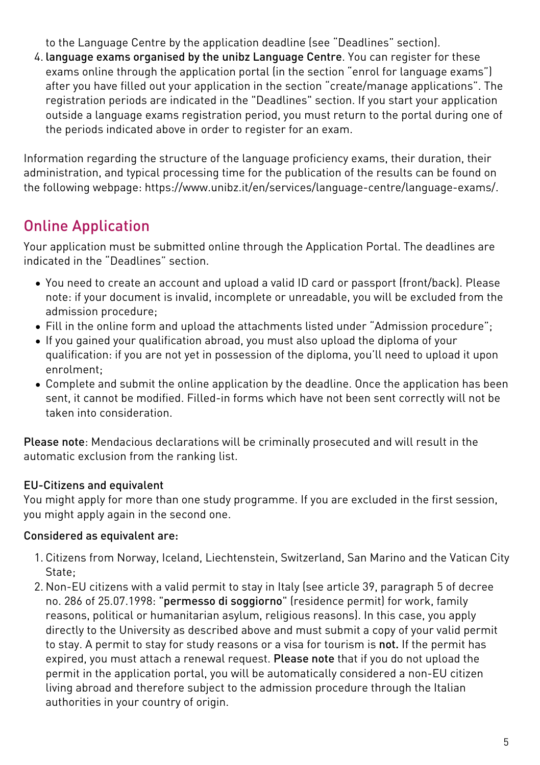to the Language Centre by the application deadline (see "Deadlines" section).

4. **language exams organised by the unibz Language Centre**. You can register for these exams online through the application portal (in the section "enrol for language exams") after you have filled out your application in the section "create/manage applications". The registration periods are indicated in the "Deadlines" section. If you start your application outside a language exams registration period, you must return to the portal during one of the periods indicated above in order to register for an exam.

Information regarding the structure of the language proficiency exams, their duration, their administration, and typical processing time for the publication of the results can be found on the following webpage: https://www.unibz.it/en/services/language-centre/language-exams/.

## Online Application

Your application must be submitted online through the Application Portal. The deadlines are indicated in the "Deadlines" section.

- You need to create an account and upload a valid ID card or passport (front/back). Please note: if your document is invalid, incomplete or unreadable, you will be excluded from the admission procedure;
- Fill in the online form and upload the attachments listed under "Admission procedure";
- If you gained your qualification abroad, you must also upload the diploma of your qualification: if you are not yet in possession of the diploma, you'll need to upload it upon enrolment;
- Complete and submit the online application by the deadline. Once the application has been sent, it cannot be modified. Filled-in forms which have not been sent correctly will not be taken into consideration.

**Please note**: Mendacious declarations will be criminally prosecuted and will result in the automatic exclusion from the ranking list.

**EU-Citizens and equivalent**
You might apply for more than one study programme. If you are excluded in the first session, you might apply again in the second one.

**Considered as equivalent are:**

1. Citizens from Norway, Iceland, Liechtenstein, Switzerland, San Marino and the Vatican City State;
2. Non-EU citizens with a valid permit to stay in Italy (see article 39, paragraph 5 of decree no. 286 of 25.07.1998: "**permesso di soggiorno**" (residence permit) for work, family reasons, political or humanitarian asylum, religious reasons). In this case, you apply directly to the University as described above and must submit a copy of your valid permit to stay. A permit to stay for study reasons or a visa for tourism is **not.** If the permit has expired, you must attach a renewal request. **Please note** that if you do not upload the permit in the application portal, you will be automatically considered a non-EU citizen living abroad and therefore subject to the admission procedure through the Italian authorities in your country of origin.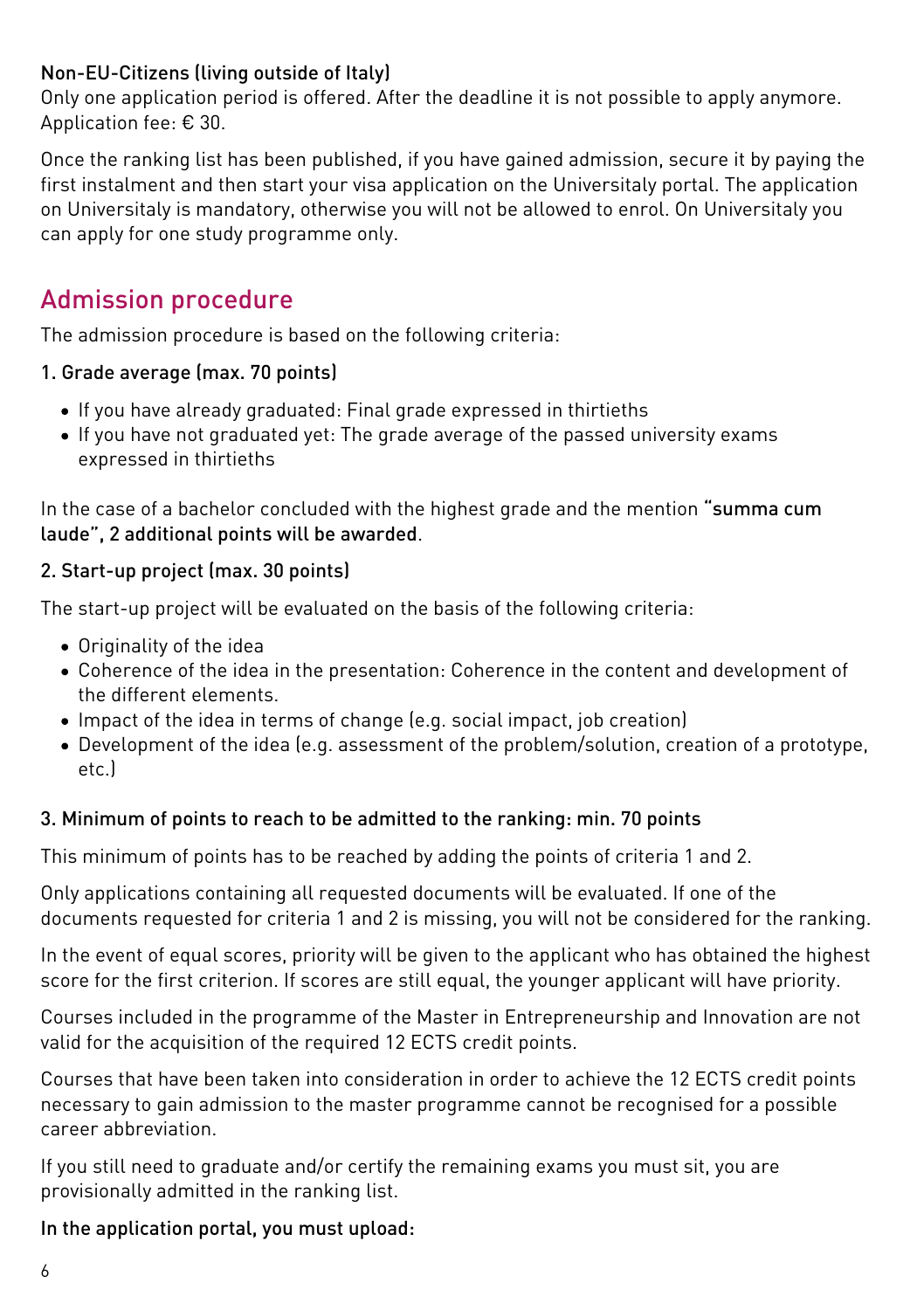**Non-EU-Citizens (living outside of Italy)**
Only one application period is offered. After the deadline it is not possible to apply anymore. Application fee: € 30.

Once the ranking list has been published, if you have gained admission, secure it by paying the first instalment and then start your visa application on the Universitaly portal. The application on Universitaly is mandatory, otherwise you will not be allowed to enrol. On Universitaly you can apply for one study programme only.

## Admission procedure

The admission procedure is based on the following criteria:

**1. Grade average (max. 70 points)**

- If you have already graduated: Final grade expressed in thirtieths
- If you have not graduated yet: The grade average of the passed university exams expressed in thirtieths

In the case of a bachelor concluded with the highest grade and the mention **"summa cum laude", 2 additional points will be awarded**.

**2. Start-up project (max. 30 points)**

The start-up project will be evaluated on the basis of the following criteria:

- Originality of the idea
- Coherence of the idea in the presentation: Coherence in the content and development of the different elements.
- Impact of the idea in terms of change (e.g. social impact, job creation)
- Development of the idea (e.g. assessment of the problem/solution, creation of a prototype, etc.)

**3. Minimum of points to reach to be admitted to the ranking: min. 70 points**

This minimum of points has to be reached by adding the points of criteria 1 and 2.

Only applications containing all requested documents will be evaluated. If one of the documents requested for criteria 1 and 2 is missing, you will not be considered for the ranking.

In the event of equal scores, priority will be given to the applicant who has obtained the highest score for the first criterion. If scores are still equal, the younger applicant will have priority.

Courses included in the programme of the Master in Entrepreneurship and Innovation are not valid for the acquisition of the required 12 ECTS credit points.

Courses that have been taken into consideration in order to achieve the 12 ECTS credit points necessary to gain admission to the master programme cannot be recognised for a possible career abbreviation.

If you still need to graduate and/or certify the remaining exams you must sit, you are provisionally admitted in the ranking list.

**In the application portal, you must upload:**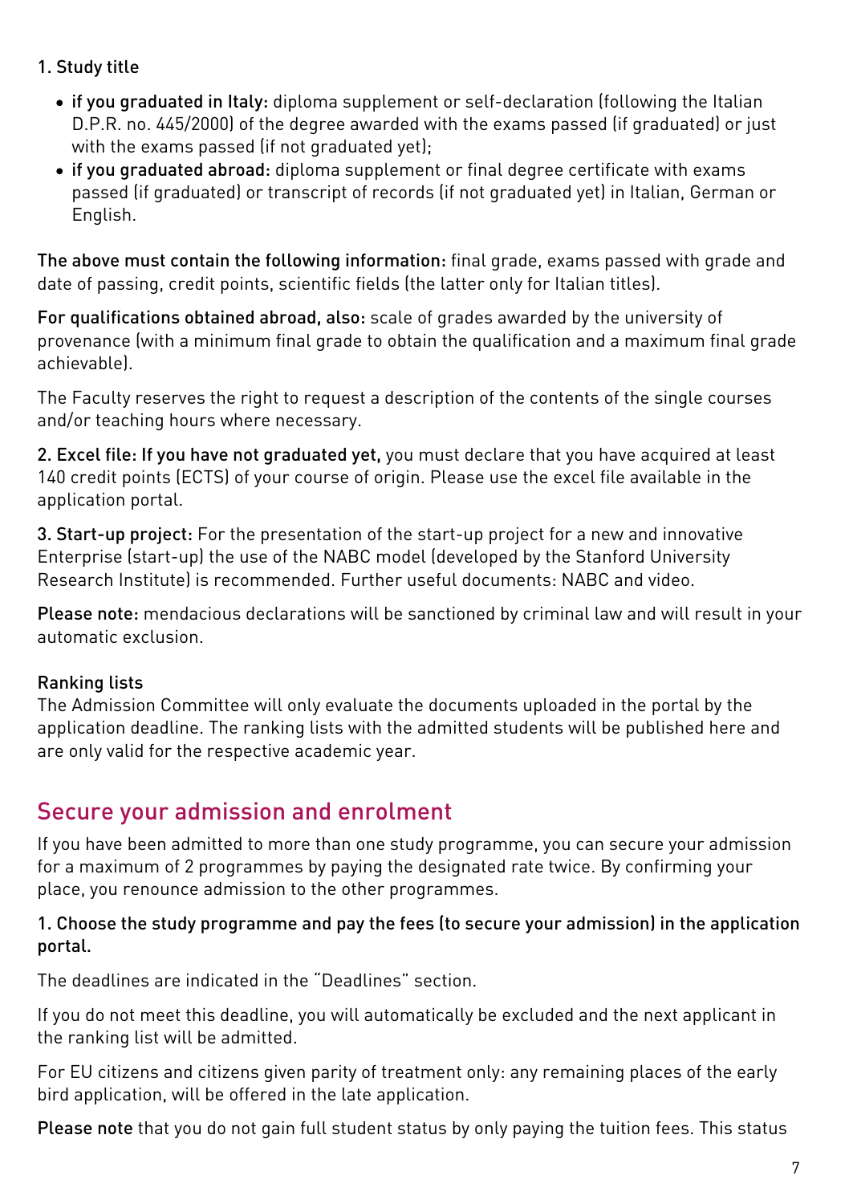1. Study title

- **if you graduated in Italy:** diploma supplement or self-declaration (following the Italian D.P.R. no. 445/2000) of the degree awarded with the exams passed (if graduated) or just with the exams passed (if not graduated yet);
- **if you graduated abroad:** diploma supplement or final degree certificate with exams passed (if graduated) or transcript of records (if not graduated yet) in Italian, German or English.

**The above must contain the following information:** final grade, exams passed with grade and date of passing, credit points, scientific fields (the latter only for Italian titles).

**For qualifications obtained abroad, also:** scale of grades awarded by the university of provenance (with a minimum final grade to obtain the qualification and a maximum final grade achievable).

The Faculty reserves the right to request a description of the contents of the single courses and/or teaching hours where necessary.

**2. Excel file: If you have not graduated yet,** you must declare that you have acquired at least 140 credit points (ECTS) of your course of origin. Please use the excel file available in the application portal.

**3. Start-up project:** For the presentation of the start-up project for a new and innovative Enterprise (start-up) the use of the NABC model (developed by the Stanford University Research Institute) is recommended. Further useful documents: NABC and video.

**Please note:** mendacious declarations will be sanctioned by criminal law and will result in your automatic exclusion.

### Ranking lists

The Admission Committee will only evaluate the documents uploaded in the portal by the application deadline. The ranking lists with the admitted students will be published here and are only valid for the respective academic year.

## Secure your admission and enrolment

If you have been admitted to more than one study programme, you can secure your admission for a maximum of 2 programmes by paying the designated rate twice. By confirming your place, you renounce admission to the other programmes.

**1. Choose the study programme and pay the fees (to secure your admission) in the application portal.**

The deadlines are indicated in the "Deadlines" section.

If you do not meet this deadline, you will automatically be excluded and the next applicant in the ranking list will be admitted.

For EU citizens and citizens given parity of treatment only: any remaining places of the early bird application, will be offered in the late application.

**Please note** that you do not gain full student status by only paying the tuition fees. This status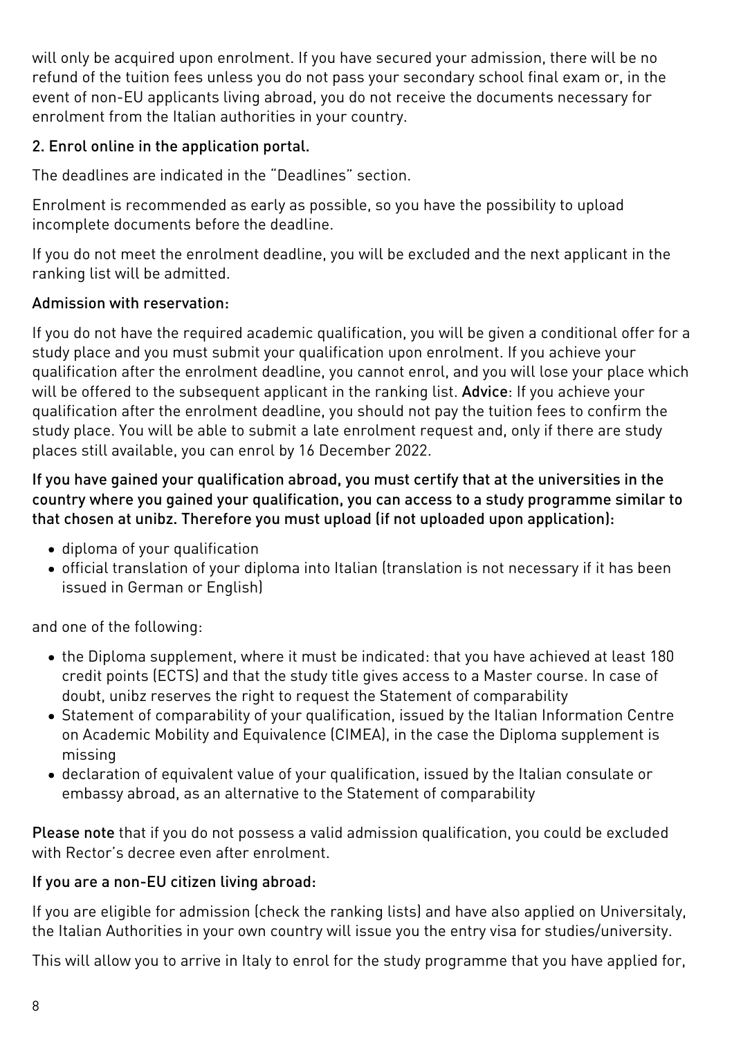will only be acquired upon enrolment. If you have secured your admission, there will be no refund of the tuition fees unless you do not pass your secondary school final exam or, in the event of non-EU applicants living abroad, you do not receive the documents necessary for enrolment from the Italian authorities in your country.

### 2. Enrol online in the application portal.

The deadlines are indicated in the "Deadlines" section.

Enrolment is recommended as early as possible, so you have the possibility to upload incomplete documents before the deadline.

If you do not meet the enrolment deadline, you will be excluded and the next applicant in the ranking list will be admitted.

### Admission with reservation:

If you do not have the required academic qualification, you will be given a conditional offer for a study place and you must submit your qualification upon enrolment. If you achieve your qualification after the enrolment deadline, you cannot enrol, and you will lose your place which will be offered to the subsequent applicant in the ranking list. **Advice**: If you achieve your qualification after the enrolment deadline, you should not pay the tuition fees to confirm the study place. You will be able to submit a late enrolment request and, only if there are study places still available, you can enrol by 16 December 2022.

**If you have gained your qualification abroad, you must certify that at the universities in the country where you gained your qualification, you can access to a study programme similar to that chosen at unibz. Therefore you must upload (if not uploaded upon application):**

- diploma of your qualification
- official translation of your diploma into Italian (translation is not necessary if it has been issued in German or English)

and one of the following:

- the Diploma supplement, where it must be indicated: that you have achieved at least 180 credit points (ECTS) and that the study title gives access to a Master course. In case of doubt, unibz reserves the right to request the Statement of comparability
- Statement of comparability of your qualification, issued by the Italian Information Centre on Academic Mobility and Equivalence (CIMEA), in the case the Diploma supplement is missing
- declaration of equivalent value of your qualification, issued by the Italian consulate or embassy abroad, as an alternative to the Statement of comparability

**Please note** that if you do not possess a valid admission qualification, you could be excluded with Rector's decree even after enrolment.

### If you are a non-EU citizen living abroad:

If you are eligible for admission (check the ranking lists) and have also applied on Universitaly, the Italian Authorities in your own country will issue you the entry visa for studies/university.

This will allow you to arrive in Italy to enrol for the study programme that you have applied for,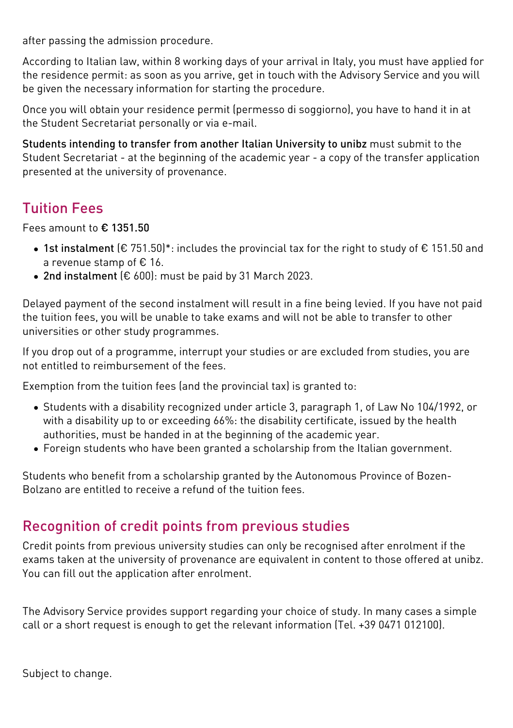after passing the admission procedure.

According to Italian law, within 8 working days of your arrival in Italy, you must have applied for the residence permit: as soon as you arrive, get in touch with the Advisory Service and you will be given the necessary information for starting the procedure.

Once you will obtain your residence permit (permesso di soggiorno), you have to hand it in at the Student Secretariat personally or via e-mail.

**Students intending to transfer from another Italian University to unibz** must submit to the Student Secretariat - at the beginning of the academic year - a copy of the transfer application presented at the university of provenance.

## Tuition Fees

Fees amount to **€ 1351.50**

- **1st instalment** (€ 751.50)*: includes the provincial tax for the right to study of € 151.50 and a revenue stamp of € 16.
- **2nd instalment** (€ 600): must be paid by 31 March 2023.

Delayed payment of the second instalment will result in a fine being levied. If you have not paid the tuition fees, you will be unable to take exams and will not be able to transfer to other universities or other study programmes.

If you drop out of a programme, interrupt your studies or are excluded from studies, you are not entitled to reimbursement of the fees.

Exemption from the tuition fees (and the provincial tax) is granted to:

- Students with a disability recognized under article 3, paragraph 1, of Law No 104/1992, or with a disability up to or exceeding 66%: the disability certificate, issued by the health authorities, must be handed in at the beginning of the academic year.
- Foreign students who have been granted a scholarship from the Italian government.

Students who benefit from a scholarship granted by the Autonomous Province of Bozen-Bolzano are entitled to receive a refund of the tuition fees.

## Recognition of credit points from previous studies

Credit points from previous university studies can only be recognised after enrolment if the exams taken at the university of provenance are equivalent in content to those offered at unibz. You can fill out the application after enrolment.

The Advisory Service provides support regarding your choice of study. In many cases a simple call or a short request is enough to get the relevant information (Tel. +39 0471 012100).

Subject to change.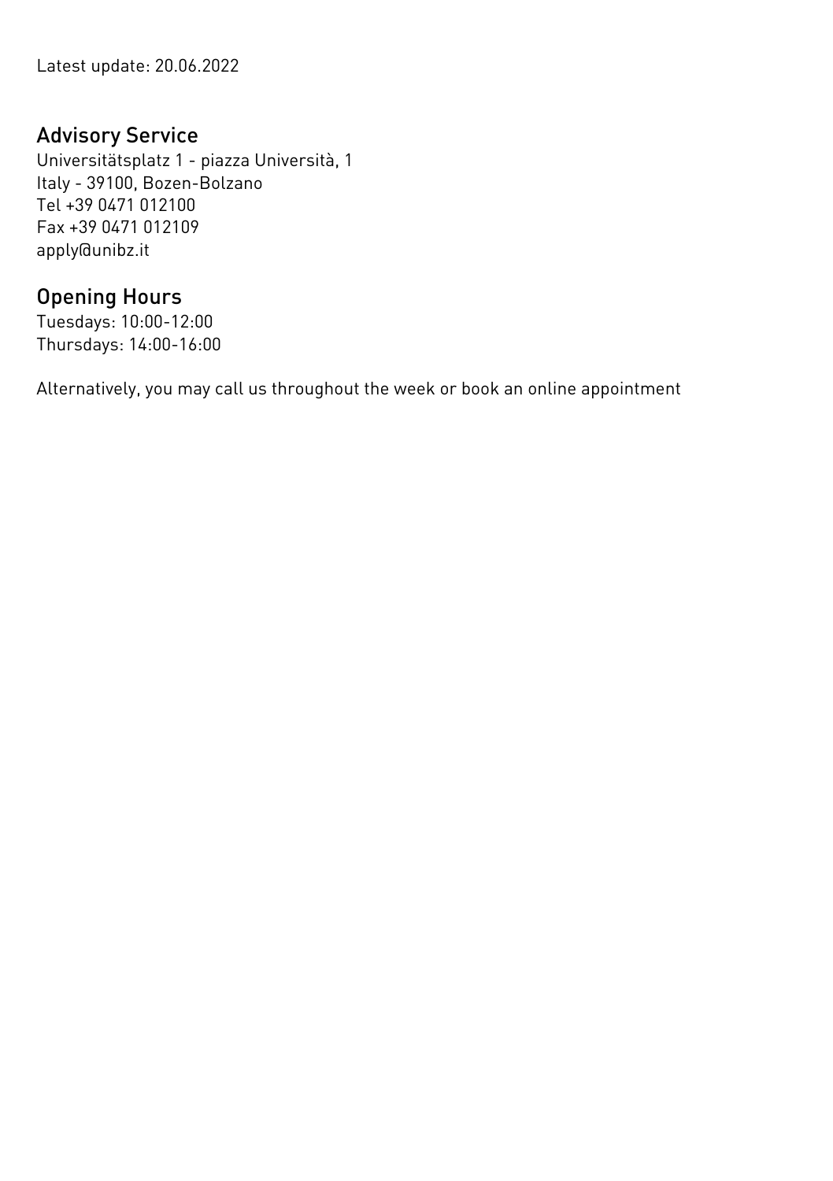Latest update: 20.06.2022

## Advisory Service

Universitätsplatz 1 - piazza Università, 1
Italy - 39100, Bozen-Bolzano
Tel +39 0471 012100
Fax +39 0471 012109
apply@unibz.it

## Opening Hours

Tuesdays: 10:00-12:00
Thursdays: 14:00-16:00

Alternatively, you may call us throughout the week or book an online appointment